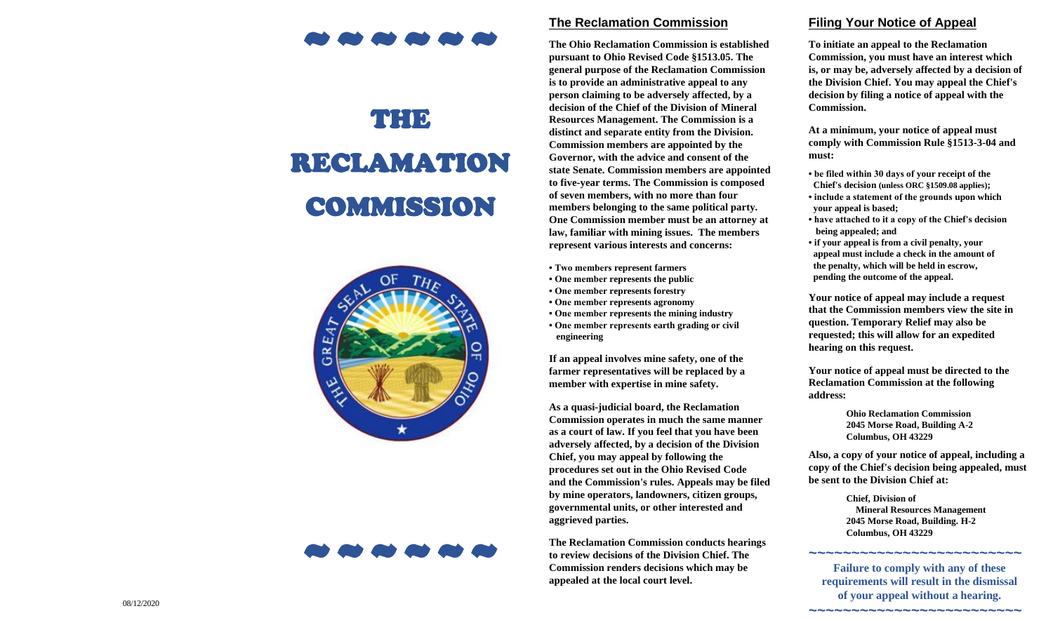# THE RECLAMATION COMMISSION

08/12/2020

## The Reclamation Commission

**The Ohio Reclamation Commission is established pursuant to Ohio Revised Code §1513.05. The general purpose of the Reclamation Commission is to provide an administrative appeal to any person claiming to be adversely affected, by a decision of the Chief of the Division of Mineral Resources Management. The Commission is a distinct and separate entity from the Division. Commission members are appointed by the Governor, with the advice and consent of the state Senate. Commission members are appointed to five-year terms. The Commission is composed of seven members, with no more than four members belonging to the same political party. One Commission member must be an attorney at law, familiar with mining issues. The members represent various interests and concerns:**

- **Two members represent farmers**
- **One member represents the public**
- **One member represents forestry**
- **One member represents agronomy**
- **One member represents the mining industry**
- **One member represents earth grading or civil engineering**

**If an appeal involves mine safety, one of the farmer representatives will be replaced by a member with expertise in mine safety.**

**As a quasi-judicial board, the Reclamation Commission operates in much the same manner as a court of law. If you feel that you have been adversely affected, by a decision of the Division Chief, you may appeal by following the procedures set out in the Ohio Revised Code and the Commission's rules. Appeals may be filed by mine operators, landowners, citizen groups, governmental units, or other interested and aggrieved parties.**

**The Reclamation Commission conducts hearings to review decisions of the Division Chief. The Commission renders decisions which may be appealed at the local court level.**

## Filing Your Notice of Appeal

**To initiate an appeal to the Reclamation Commission, you must have an interest which is, or may be, adversely affected by a decision of the Division Chief. You may appeal the Chief's decision by filing a notice of appeal with the Commission.**

**At a minimum, your notice of appeal must comply with Commission Rule §1513-3-04 and must:**

- **be filed within 30 days of your receipt of the Chief's decision (unless ORC §1509.08 applies);**
- **include a statement of the grounds upon which your appeal is based;**
- **have attached to it a copy of the Chief's decision being appealed; and**
- **if your appeal is from a civil penalty, your appeal must include a check in the amount of the penalty, which will be held in escrow, pending the outcome of the appeal.**

**Your notice of appeal may include a request that the Commission members view the site in question. Temporary Relief may also be requested; this will allow for an expedited hearing on this request.**

**Your notice of appeal must be directed to the Reclamation Commission at the following address:**

**Ohio Reclamation Commission**
**2045 Morse Road, Building A-2**
**Columbus, OH 43229**

**Also, a copy of your notice of appeal, including a copy of the Chief's decision being appealed, must be sent to the Division Chief at:**

**Chief, Division of**
**Mineral Resources Management**
**2045 Morse Road, Building. H-2**
**Columbus, OH 43229**

~~~~~~~~~~~~~~~~~~~~~~~~~~

**Failure to comply with any of these requirements will result in the dismissal of your appeal without a hearing.**

~~~~~~~~~~~~~~~~~~~~~~~~~~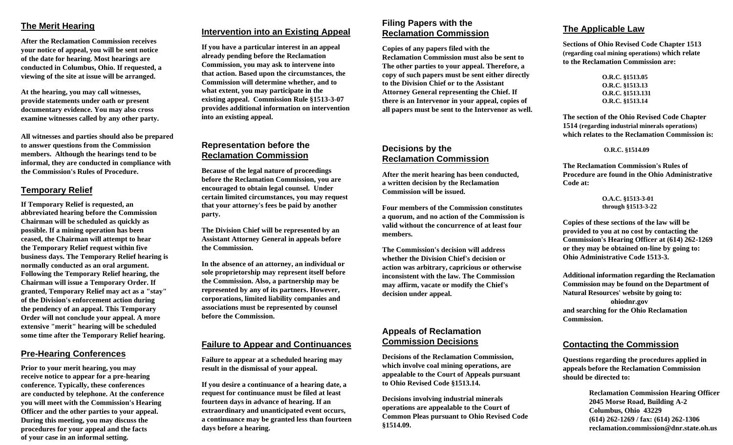## The Merit Hearing

After the Reclamation Commission receives your notice of appeal, you will be sent notice of the date for hearing. Most hearings are conducted in Columbus, Ohio. If requested, a viewing of the site at issue will be arranged.

At the hearing, you may call witnesses, provide statements under oath or present documentary evidence. You may also cross examine witnesses called by any other party.

All witnesses and parties should also be prepared to answer questions from the Commission members. Although the hearings tend to be informal, they are conducted in compliance with the Commission's Rules of Procedure.

## Temporary Relief

If Temporary Relief is requested, an abbreviated hearing before the Commission Chairman will be scheduled as quickly as possible. If a mining operation has been ceased, the Chairman will attempt to hear the Temporary Relief request within five business days. The Temporary Relief hearing is normally conducted as an oral argument. Following the Temporary Relief hearing, the Chairman will issue a Temporary Order. If granted, Temporary Relief may act as a "stay" of the Division's enforcement action during the pendency of an appeal. This Temporary Order will not conclude your appeal. A more extensive "merit" hearing will be scheduled some time after the Temporary Relief hearing.

## Pre-Hearing Conferences

Prior to your merit hearing, you may receive notice to appear for a pre-hearing conference. Typically, these conferences are conducted by telephone. At the conference you will meet with the Commission's Hearing Officer and the other parties to your appeal. During this meeting, you may discuss the procedures for your appeal and the facts of your case in an informal setting.

## Intervention into an Existing Appeal

If you have a particular interest in an appeal already pending before the Reclamation Commission, you may ask to intervene into that action. Based upon the circumstances, the Commission will determine whether, and to what extent, you may participate in the existing appeal. Commission Rule §1513-3-07 provides additional information on intervention into an existing appeal.

## Representation before the Reclamation Commission

Because of the legal nature of proceedings before the Reclamation Commission, you are encouraged to obtain legal counsel. Under certain limited circumstances, you may request that your attorney's fees be paid by another party.

The Division Chief will be represented by an Assistant Attorney General in appeals before the Commission.

In the absence of an attorney, an individual or sole proprietorship may represent itself before the Commission. Also, a partnership may be represented by any of its partners. However, corporations, limited liability companies and associations must be represented by counsel before the Commission.

## Failure to Appear and Continuances

Failure to appear at a scheduled hearing may result in the dismissal of your appeal.

If you desire a continuance of a hearing date, a request for continuance must be filed at least fourteen days in advance of hearing. If an extraordinary and unanticipated event occurs, a continuance may be granted less than fourteen days before a hearing.

## Filing Papers with the Reclamation Commission

Copies of any papers filed with the Reclamation Commission must also be sent to The other parties to your appeal. Therefore, a copy of such papers must be sent either directly to the Division Chief or to the Assistant Attorney General representing the Chief. If there is an Intervenor in your appeal, copies of all papers must be sent to the Intervenor as well.

## Decisions by the Reclamation Commission

After the merit hearing has been conducted, a written decision by the Reclamation Commission will be issued.

Four members of the Commission constitutes a quorum, and no action of the Commission is valid without the concurrence of at least four members.

The Commission's decision will address whether the Division Chief's decision or action was arbitrary, capricious or otherwise inconsistent with the law. The Commission may affirm, vacate or modify the Chief's decision under appeal.

## Appeals of Reclamation Commission Decisions

Decisions of the Reclamation Commission, which involve coal mining operations, are appealable to the Court of Appeals pursuant to Ohio Revised Code §1513.14.

Decisions involving industrial minerals operations are appealable to the Court of Common Pleas pursuant to Ohio Revised Code §1514.09.

## The Applicable Law

Sections of Ohio Revised Code Chapter 1513 (regarding coal mining operations) which relate to the Reclamation Commission are:

O.R.C. §1513.05
O.R.C. §1513.13
O.R.C. §1513.131
O.R.C. §1513.14

The section of the Ohio Revised Code Chapter 1514 (regarding industrial minerals operations) which relates to the Reclamation Commission is:

O.R.C. §1514.09

The Reclamation Commission's Rules of Procedure are found in the Ohio Administrative Code at:

O.A.C. §1513-3-01 through §1513-3-22

Copies of these sections of the law will be provided to you at no cost by contacting the Commission's Hearing Officer at (614) 262-1269 or they may be obtained on-line by going to: Ohio Administrative Code 1513-3.

Additional information regarding the Reclamation Commission may be found on the Department of Natural Resources' website by going to:
ohiodnr.gov
and searching for the Ohio Reclamation Commission.

## Contacting the Commission

Questions regarding the procedures applied in appeals before the Reclamation Commission should be directed to:

Reclamation Commission Hearing Officer
2045 Morse Road, Building A-2
Columbus, Ohio 43229
(614) 262-1269 / fax: (614) 262-1306
reclamation.commission@dnr.state.oh.us